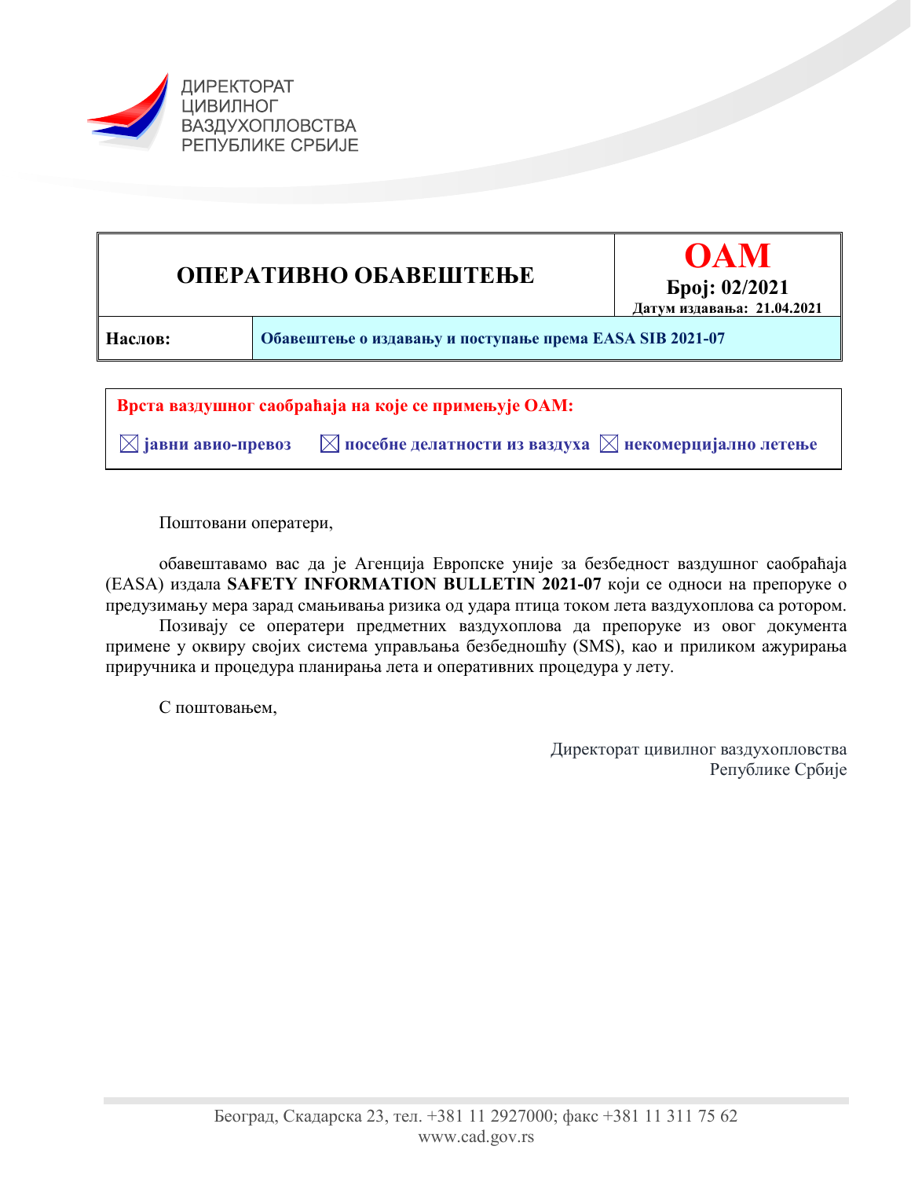ДИРЕКТОРАТ
ЦИВИЛНОГ
ВАЗДУХОПЛОВСТВА
РЕПУБЛИКЕ СРБИЈЕ

| **ОПЕРАТИВНО ОБАВЕШТЕЊЕ** | **OAM** **Број: 02/2021** **Датум издавања: 21.04.2021** |
|---|---|
| **Наслов:** | **Обавештење о издавању и поступање према EASA SIB 2021-07** |

**Врста ваздушног саобраћаја на које се примењује ОАМ:**

☒ **јавни авио-превоз** ☒ **посебне делатности из ваздуха** ☒ **некомерцијално летење**

Поштовани оператери,

обавештавамо вас да је Агенција Европске уније за безбедност ваздушног саобраћаја (EASA) издала **SAFETY INFORMATION BULLETIN 2021-07** који се односи на препоруке о предузимању мера зарад смањивања ризика од удара птица током лета ваздухоплова са ротором.

Позивају се оператери предметних ваздухоплова да препоруке из овог документа примене у оквиру својих система управљања безбедношћу (SMS), као и приликом ажурирања приручника и процедура планирања лета и оперативних процедура у лету.

С поштовањем,

Директорат цивилног ваздухопловства
Републике Србије

Београд, Скадарска 23, тел. +381 11 2927000; факс +381 11 311 75 62
www.cad.gov.rs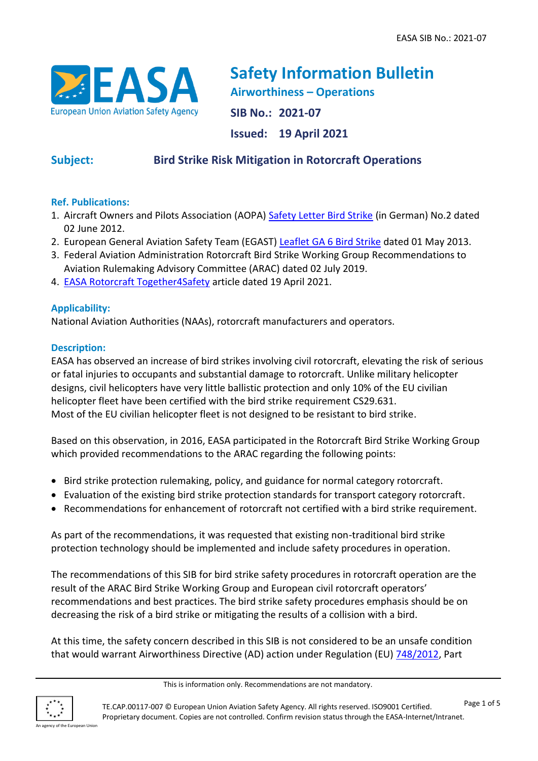EASA SIB No.: 2021-07

# Safety Information Bulletin

## Airworthiness – Operations

**SIB No.: 2021-07**

**Issued: 19 April 2021**

**Subject:** **Bird Strike Risk Mitigation in Rotorcraft Operations**

### Ref. Publications:

1. Aircraft Owners and Pilots Association (AOPA) Safety Letter Bird Strike (in German) No.2 dated 02 June 2012.
2. European General Aviation Safety Team (EGAST) Leaflet GA 6 Bird Strike dated 01 May 2013.
3. Federal Aviation Administration Rotorcraft Bird Strike Working Group Recommendations to Aviation Rulemaking Advisory Committee (ARAC) dated 02 July 2019.
4. EASA Rotorcraft Together4Safety article dated 19 April 2021.

### Applicability:

National Aviation Authorities (NAAs), rotorcraft manufacturers and operators.

### Description:

EASA has observed an increase of bird strikes involving civil rotorcraft, elevating the risk of serious or fatal injuries to occupants and substantial damage to rotorcraft. Unlike military helicopter designs, civil helicopters have very little ballistic protection and only 10% of the EU civilian helicopter fleet have been certified with the bird strike requirement CS29.631.
Most of the EU civilian helicopter fleet is not designed to be resistant to bird strike.

Based on this observation, in 2016, EASA participated in the Rotorcraft Bird Strike Working Group which provided recommendations to the ARAC regarding the following points:

- Bird strike protection rulemaking, policy, and guidance for normal category rotorcraft.
- Evaluation of the existing bird strike protection standards for transport category rotorcraft.
- Recommendations for enhancement of rotorcraft not certified with a bird strike requirement.

As part of the recommendations, it was requested that existing non-traditional bird strike protection technology should be implemented and include safety procedures in operation.

The recommendations of this SIB for bird strike safety procedures in rotorcraft operation are the result of the ARAC Bird Strike Working Group and European civil rotorcraft operators' recommendations and best practices. The bird strike safety procedures emphasis should be on decreasing the risk of a bird strike or mitigating the results of a collision with a bird.

At this time, the safety concern described in this SIB is not considered to be an unsafe condition that would warrant Airworthiness Directive (AD) action under Regulation (EU) 748/2012, Part

This is information only. Recommendations are not mandatory.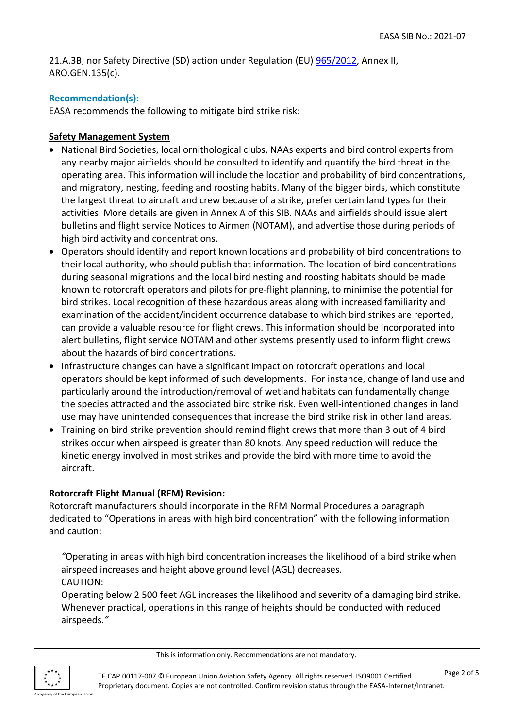21.A.3B, nor Safety Directive (SD) action under Regulation (EU) 965/2012, Annex II, ARO.GEN.135(c).

## Recommendation(s):

EASA recommends the following to mitigate bird strike risk:

### Safety Management System

- National Bird Societies, local ornithological clubs, NAAs experts and bird control experts from any nearby major airfields should be consulted to identify and quantify the bird threat in the operating area. This information will include the location and probability of bird concentrations, and migratory, nesting, feeding and roosting habits. Many of the bigger birds, which constitute the largest threat to aircraft and crew because of a strike, prefer certain land types for their activities. More details are given in Annex A of this SIB. NAAs and airfields should issue alert bulletins and flight service Notices to Airmen (NOTAM), and advertise those during periods of high bird activity and concentrations.
- Operators should identify and report known locations and probability of bird concentrations to their local authority, who should publish that information. The location of bird concentrations during seasonal migrations and the local bird nesting and roosting habitats should be made known to rotorcraft operators and pilots for pre-flight planning, to minimise the potential for bird strikes. Local recognition of these hazardous areas along with increased familiarity and examination of the accident/incident occurrence database to which bird strikes are reported, can provide a valuable resource for flight crews. This information should be incorporated into alert bulletins, flight service NOTAM and other systems presently used to inform flight crews about the hazards of bird concentrations.
- Infrastructure changes can have a significant impact on rotorcraft operations and local operators should be kept informed of such developments. For instance, change of land use and particularly around the introduction/removal of wetland habitats can fundamentally change the species attracted and the associated bird strike risk. Even well-intentioned changes in land use may have unintended consequences that increase the bird strike risk in other land areas.
- Training on bird strike prevention should remind flight crews that more than 3 out of 4 bird strikes occur when airspeed is greater than 80 knots. Any speed reduction will reduce the kinetic energy involved in most strikes and provide the bird with more time to avoid the aircraft.

### Rotorcraft Flight Manual (RFM) Revision:

Rotorcraft manufacturers should incorporate in the RFM Normal Procedures a paragraph dedicated to "Operations in areas with high bird concentration" with the following information and caution:

> *"Operating in areas with high bird concentration increases the likelihood of a bird strike when airspeed increases and height above ground level (AGL) decreases.*
> *CAUTION:*
> *Operating below 2 500 feet AGL increases the likelihood and severity of a damaging bird strike. Whenever practical, operations in this range of heights should be conducted with reduced airspeeds."*

This is information only. Recommendations are not mandatory.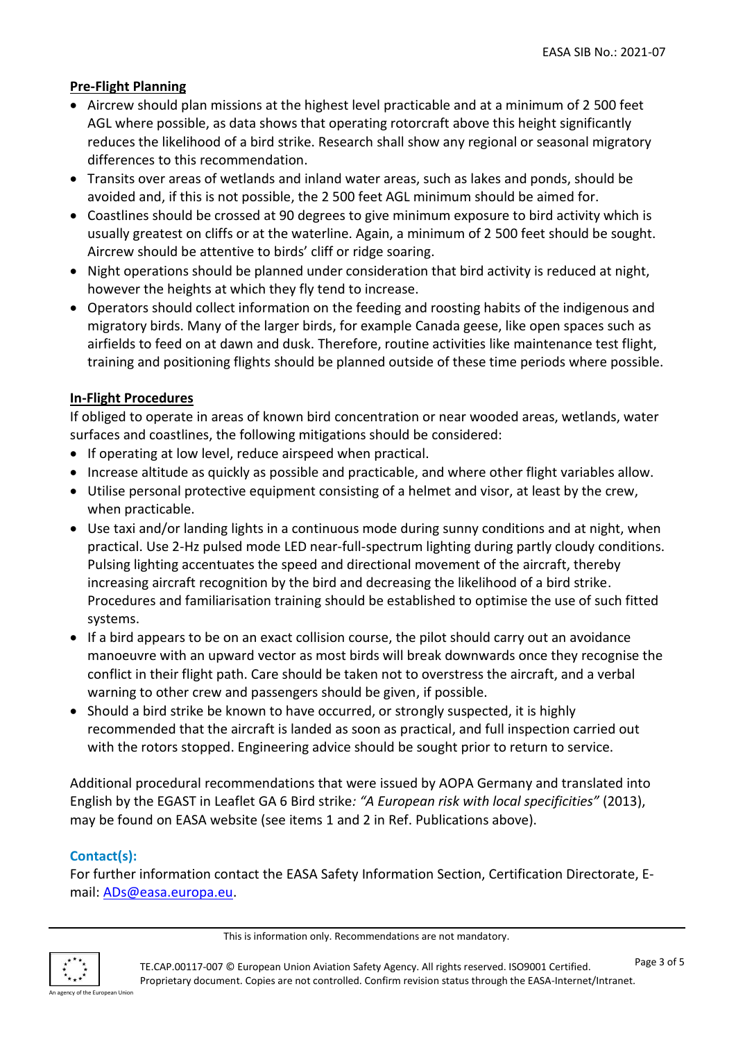**Pre-Flight Planning**

- Aircrew should plan missions at the highest level practicable and at a minimum of 2 500 feet AGL where possible, as data shows that operating rotorcraft above this height significantly reduces the likelihood of a bird strike. Research shall show any regional or seasonal migratory differences to this recommendation.
- Transits over areas of wetlands and inland water areas, such as lakes and ponds, should be avoided and, if this is not possible, the 2 500 feet AGL minimum should be aimed for.
- Coastlines should be crossed at 90 degrees to give minimum exposure to bird activity which is usually greatest on cliffs or at the waterline. Again, a minimum of 2 500 feet should be sought. Aircrew should be attentive to birds' cliff or ridge soaring.
- Night operations should be planned under consideration that bird activity is reduced at night, however the heights at which they fly tend to increase.
- Operators should collect information on the feeding and roosting habits of the indigenous and migratory birds. Many of the larger birds, for example Canada geese, like open spaces such as airfields to feed on at dawn and dusk. Therefore, routine activities like maintenance test flight, training and positioning flights should be planned outside of these time periods where possible.

**In-Flight Procedures**

If obliged to operate in areas of known bird concentration or near wooded areas, wetlands, water surfaces and coastlines, the following mitigations should be considered:

- If operating at low level, reduce airspeed when practical.
- Increase altitude as quickly as possible and practicable, and where other flight variables allow.
- Utilise personal protective equipment consisting of a helmet and visor, at least by the crew, when practicable.
- Use taxi and/or landing lights in a continuous mode during sunny conditions and at night, when practical. Use 2-Hz pulsed mode LED near-full-spectrum lighting during partly cloudy conditions. Pulsing lighting accentuates the speed and directional movement of the aircraft, thereby increasing aircraft recognition by the bird and decreasing the likelihood of a bird strike. Procedures and familiarisation training should be established to optimise the use of such fitted systems.
- If a bird appears to be on an exact collision course, the pilot should carry out an avoidance manoeuvre with an upward vector as most birds will break downwards once they recognise the conflict in their flight path. Care should be taken not to overstress the aircraft, and a verbal warning to other crew and passengers should be given, if possible.
- Should a bird strike be known to have occurred, or strongly suspected, it is highly recommended that the aircraft is landed as soon as practical, and full inspection carried out with the rotors stopped. Engineering advice should be sought prior to return to service.

Additional procedural recommendations that were issued by AOPA Germany and translated into English by the EGAST in Leaflet GA 6 Bird strike*: "A European risk with local specificities"* (2013), may be found on EASA website (see items 1 and 2 in Ref. Publications above).

**Contact(s):**

For further information contact the EASA Safety Information Section, Certification Directorate, E-mail: ADs@easa.europa.eu.

This is information only. Recommendations are not mandatory.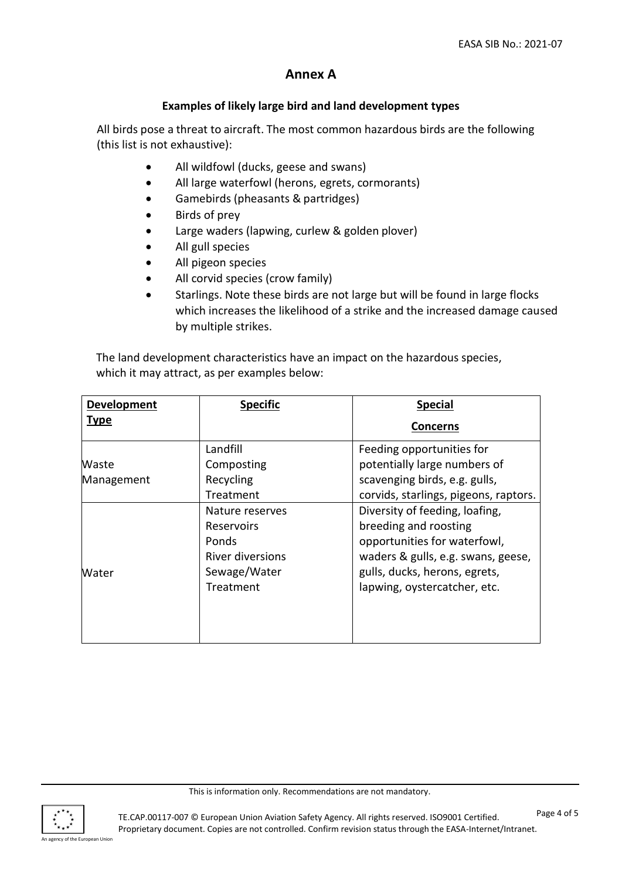# Annex A

### Examples of likely large bird and land development types

All birds pose a threat to aircraft. The most common hazardous birds are the following (this list is not exhaustive):

- All wildfowl (ducks, geese and swans)
- All large waterfowl (herons, egrets, cormorants)
- Gamebirds (pheasants & partridges)
- Birds of prey
- Large waders (lapwing, curlew & golden plover)
- All gull species
- All pigeon species
- All corvid species (crow family)
- Starlings. Note these birds are not large but will be found in large flocks which increases the likelihood of a strike and the increased damage caused by multiple strikes.

The land development characteristics have an impact on the hazardous species, which it may attract, as per examples below:

| Development Type | Specific | Special Concerns |
|---|---|---|
| Waste Management | Landfill<br>Composting<br>Recycling<br>Treatment | Feeding opportunities for potentially large numbers of scavenging birds, e.g. gulls, corvids, starlings, pigeons, raptors. |
| Water | Nature reserves<br>Reservoirs<br>Ponds<br>River diversions<br>Sewage/Water Treatment | Diversity of feeding, loafing, breeding and roosting opportunities for waterfowl, waders & gulls, e.g. swans, geese, gulls, ducks, herons, egrets, lapwing, oystercatcher, etc. |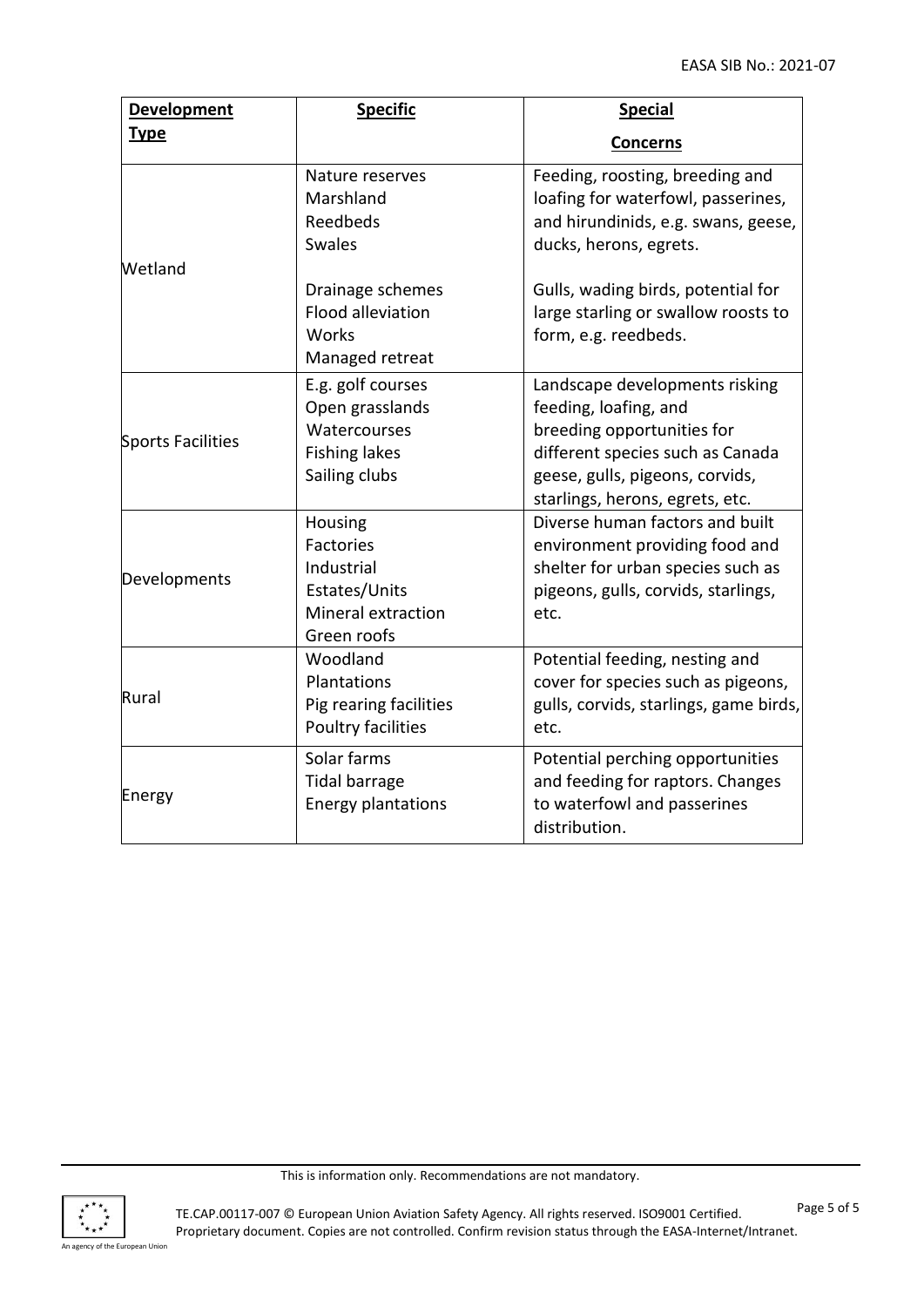| Development Type | Specific | Special Concerns |
|---|---|---|
| Wetland | Nature reserves<br>Marshland<br>Reedbeds<br>Swales<br><br>Drainage schemes<br>Flood alleviation<br>Works<br>Managed retreat | Feeding, roosting, breeding and loafing for waterfowl, passerines, and hirundinids, e.g. swans, geese, ducks, herons, egrets.<br><br>Gulls, wading birds, potential for large starling or swallow roosts to form, e.g. reedbeds. |
| Sports Facilities | E.g. golf courses<br>Open grasslands<br>Watercourses<br>Fishing lakes<br>Sailing clubs | Landscape developments risking feeding, loafing, and breeding opportunities for different species such as Canada geese, gulls, pigeons, corvids, starlings, herons, egrets, etc. |
| Developments | Housing<br>Factories<br>Industrial<br>Estates/Units<br>Mineral extraction<br>Green roofs | Diverse human factors and built environment providing food and shelter for urban species such as pigeons, gulls, corvids, starlings, etc. |
| Rural | Woodland<br>Plantations<br>Pig rearing facilities<br>Poultry facilities | Potential feeding, nesting and cover for species such as pigeons, gulls, corvids, starlings, game birds, etc. |
| Energy | Solar farms<br>Tidal barrage<br>Energy plantations | Potential perching opportunities and feeding for raptors. Changes to waterfowl and passerines distribution. |

This is information only. Recommendations are not mandatory.